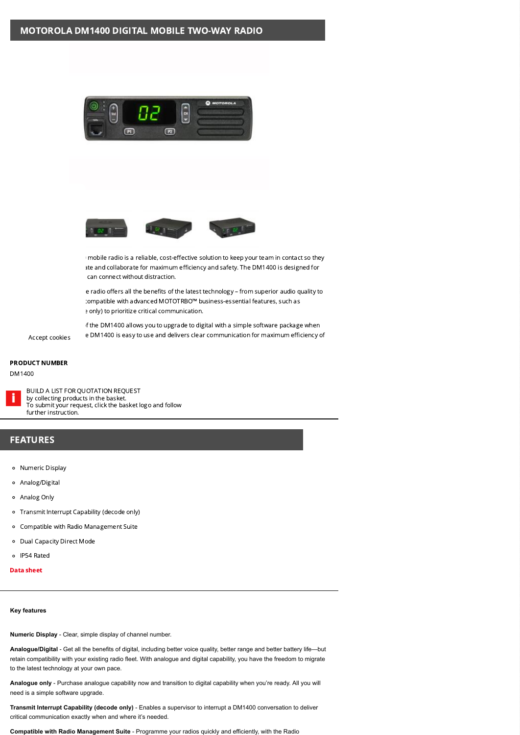# MOTOROLA DM1400 DIGITAL MOBILE TWO-WAY RADIO

mobile radio is a reliable, cost-effective solution to keep your team in contact so they ate and collaborate for maximum efficiency and safety. The DM1400 is designed for can connect without distraction.

e radio offers all the benefits of the latest technology – from superior audio quality to compatible with advanced MOTOTRBO™ business-essential features, such as only) to prioritize critical communication.

f the DM1400 allows you to upgrade to digital with a simple software package when e DM1400 is easy to use and delivers clear communication for maximum efficiency of

Accept cookies

**PRODUCT NUMBER**

DM1400

BUILD A LIST FOR QUOTATION REQUEST
by collecting products in the basket.
To submit your request, click the basket logo and follow further instruction.

## FEATURES

- Numeric Display
- Analog/Digital
- Analog Only
- Transmit Interrupt Capability (decode only)
- Compatible with Radio Management Suite
- Dual Capacity Direct Mode
- IP54 Rated

**Data sheet**

**Key features**

**Numeric Display** - Clear, simple display of channel number.

**Analogue/Digital** - Get all the benefits of digital, including better voice quality, better range and better battery life—but retain compatibility with your existing radio fleet. With analogue and digital capability, you have the freedom to migrate to the latest technology at your own pace.

**Analogue only** - Purchase analogue capability now and transition to digital capability when you're ready. All you will need is a simple software upgrade.

**Transmit Interrupt Capability (decode only)** - Enables a supervisor to interrupt a DM1400 conversation to deliver critical communication exactly when and where it's needed.

**Compatible with Radio Management Suite** - Programme your radios quickly and efficiently, with the Radio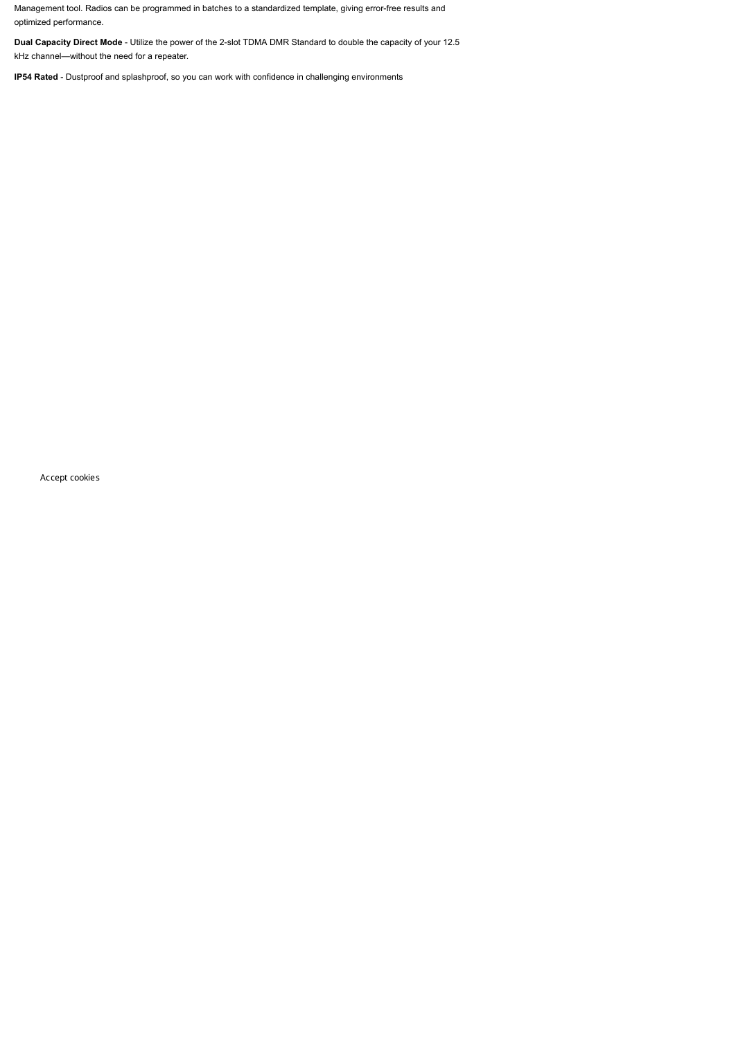Management tool. Radios can be programmed in batches to a standardized template, giving error-free results and optimized performance.

**Dual Capacity Direct Mode** - Utilize the power of the 2-slot TDMA DMR Standard to double the capacity of your 12.5 kHz channel—without the need for a repeater.

**IP54 Rated** - Dustproof and splashproof, so you can work with confidence in challenging environments

Accept cookies